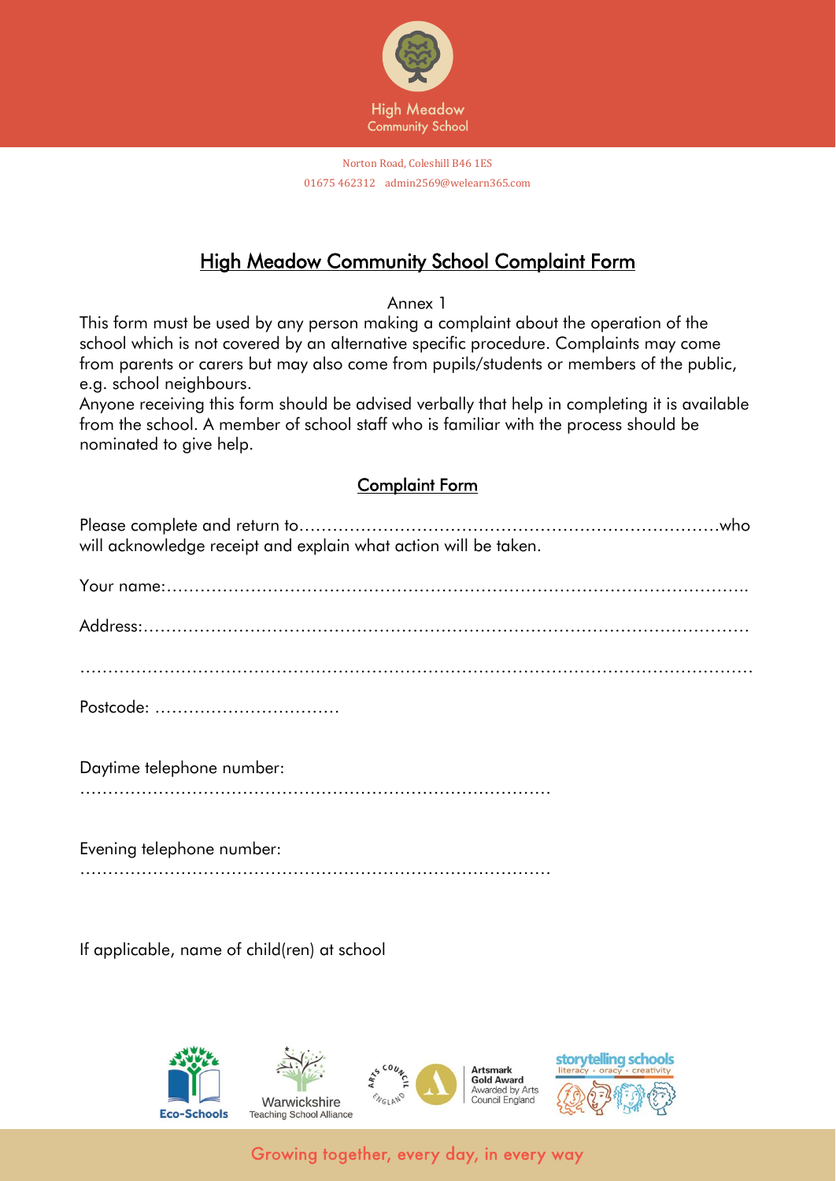High Meadow Community School

Norton Road, Coleshill B46 1ES
01675 462312 admin2569@welearn365.com

# High Meadow Community School Complaint Form

Annex 1

This form must be used by any person making a complaint about the operation of the school which is not covered by an alternative specific procedure. Complaints may come from parents or carers but may also come from pupils/students or members of the public, e.g. school neighbours.

Anyone receiving this form should be advised verbally that help in completing it is available from the school. A member of school staff who is familiar with the process should be nominated to give help.

## Complaint Form

Please complete and return to……………………………………………………………………who will acknowledge receipt and explain what action will be taken.

Your name:…………………………………………………………………………………………..

Address:……………………………………………………………………………………………

…………………………………………………………………………………………………………

Postcode: ……………………………

Daytime telephone number:

…………………………………………………………………………

Evening telephone number:

…………………………………………………………………………

If applicable, name of child(ren) at school

Eco-Schools | Warwickshire Teaching School Alliance | Artsmark Gold Award Awarded by Arts Council England | storytelling schools literacy • oracy • creativity

Growing together, every day, in every way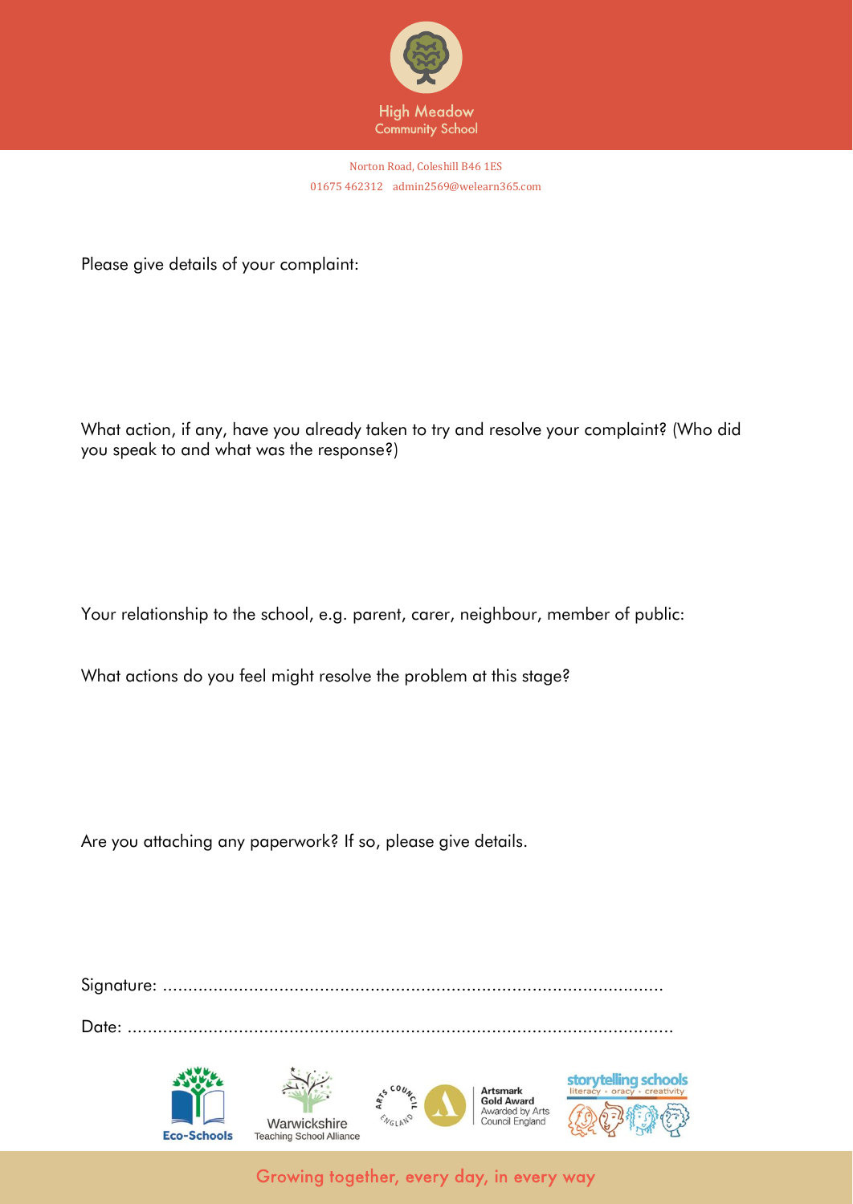Please give details of your complaint:

What action, if any, have you already taken to try and resolve your complaint? (Who did you speak to and what was the response?)

Your relationship to the school, e.g. parent, carer, neighbour, member of public:

What actions do you feel might resolve the problem at this stage?

Are you attaching any paperwork? If so, please give details.

Signature: ..................................................................................................

Date: ..........................................................................................................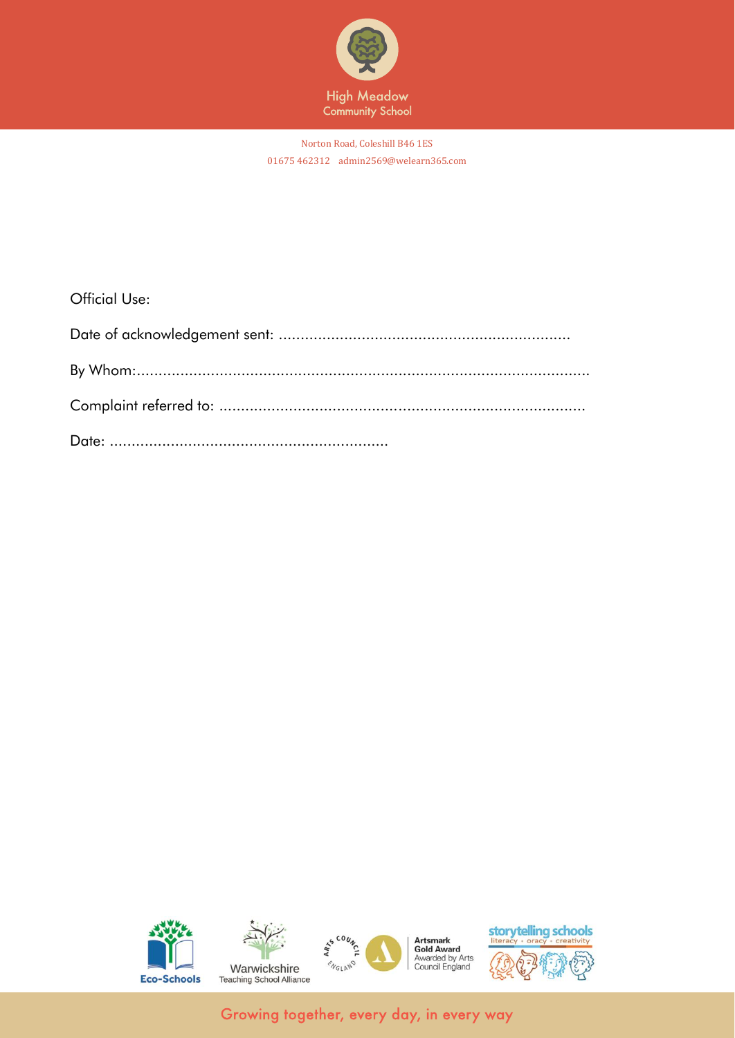Official Use:

Date of acknowledgement sent: ...................................................................

By Whom:...............................................................................................

Complaint referred to: ....................................................................................

Date: .................................................................